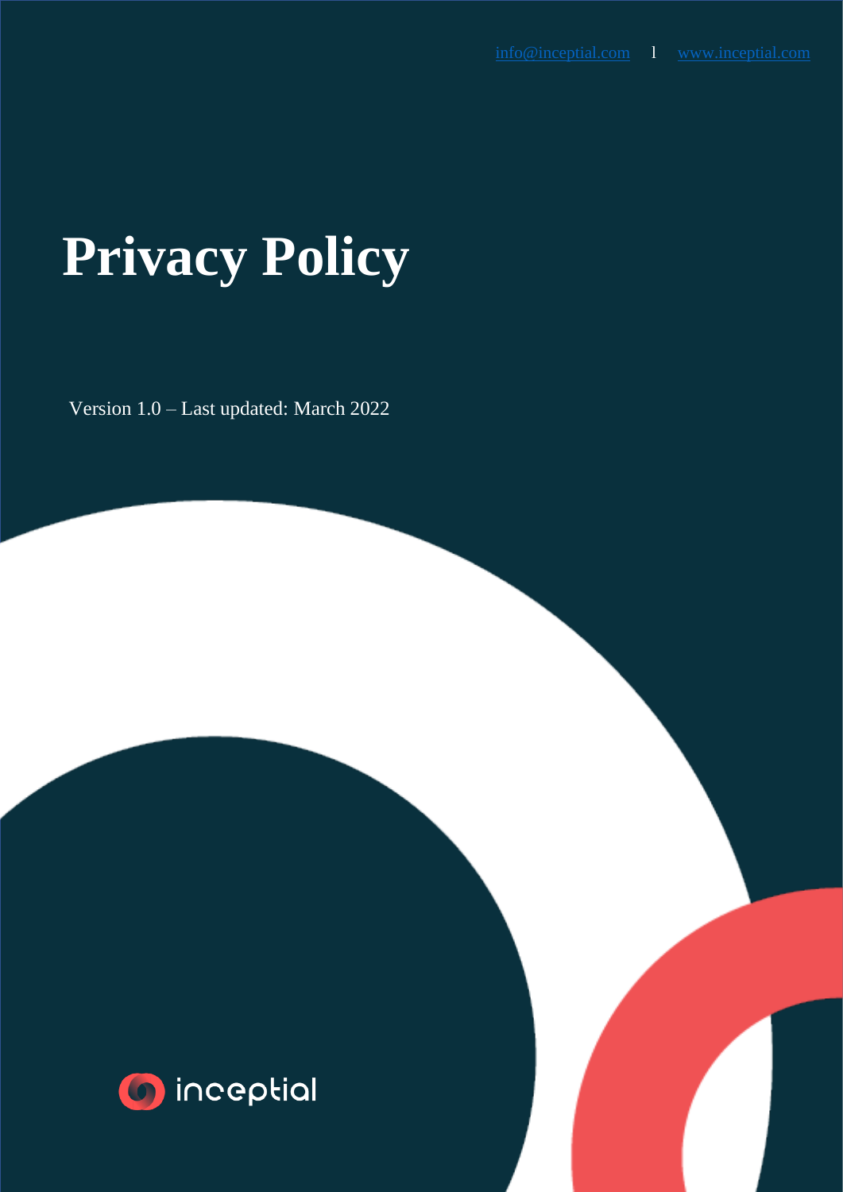info@inceptial.com l www.inceptial.com

# Privacy Policy

Version 1.0 – Last updated: March 2022

inceptial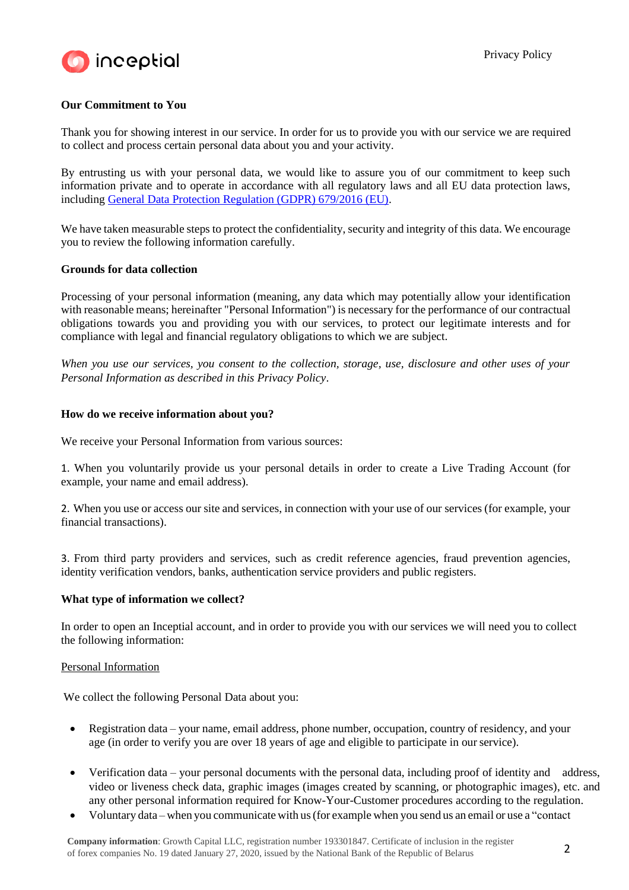**Our Commitment to You**

Thank you for showing interest in our service. In order for us to provide you with our service we are required to collect and process certain personal data about you and your activity.

By entrusting us with your personal data, we would like to assure you of our commitment to keep such information private and to operate in accordance with all regulatory laws and all EU data protection laws, including [General Data Protection Regulation (GDPR) 679/2016 (EU)](#).

We have taken measurable steps to protect the confidentiality, security and integrity of this data. We encourage you to review the following information carefully.

**Grounds for data collection**

Processing of your personal information (meaning, any data which may potentially allow your identification with reasonable means; hereinafter "Personal Information") is necessary for the performance of our contractual obligations towards you and providing you with our services, to protect our legitimate interests and for compliance with legal and financial regulatory obligations to which we are subject.

*When you use our services, you consent to the collection, storage, use, disclosure and other uses of your Personal Information as described in this Privacy Policy*.

**How do we receive information about you?**

We receive your Personal Information from various sources:

1. When you voluntarily provide us your personal details in order to create a Live Trading Account (for example, your name and email address).

2. When you use or access our site and services, in connection with your use of our services (for example, your financial transactions).

3. From third party providers and services, such as credit reference agencies, fraud prevention agencies, identity verification vendors, banks, authentication service providers and public registers.

**What type of information we collect?**

In order to open an Inceptial account, and in order to provide you with our services we will need you to collect the following information:

Personal Information

We collect the following Personal Data about you:

- Registration data – your name, email address, phone number, occupation, country of residency, and your age (in order to verify you are over 18 years of age and eligible to participate in our service).
- Verification data – your personal documents with the personal data, including proof of identity and address, video or liveness check data, graphic images (images created by scanning, or photographic images), etc. and any other personal information required for Know-Your-Customer procedures according to the regulation.
- Voluntary data – when you communicate with us (for example when you send us an email or use a "contact

**Company information**: Growth Capital LLC, registration number 193301847. Certificate of inclusion in the register of forex companies No. 19 dated January 27, 2020, issued by the National Bank of the Republic of Belarus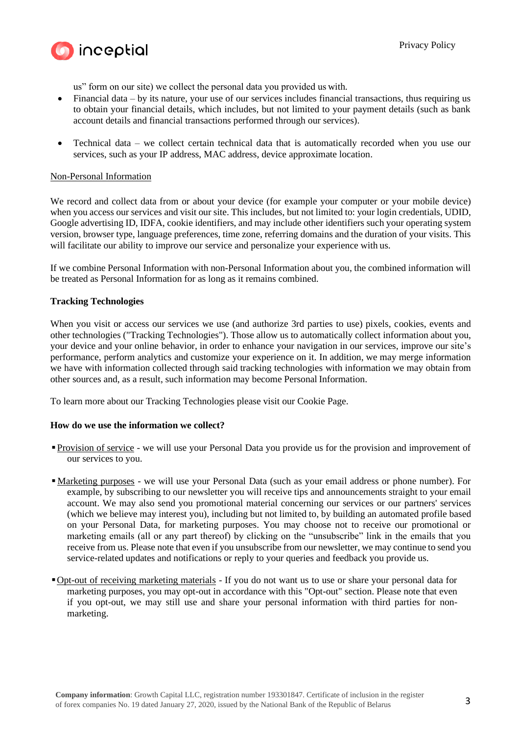us" form on our site) we collect the personal data you provided us with.

- Financial data – by its nature, your use of our services includes financial transactions, thus requiring us to obtain your financial details, which includes, but not limited to your payment details (such as bank account details and financial transactions performed through our services).

- Technical data – we collect certain technical data that is automatically recorded when you use our services, such as your IP address, MAC address, device approximate location.

Non-Personal Information

We record and collect data from or about your device (for example your computer or your mobile device) when you access our services and visit our site. This includes, but not limited to: your login credentials, UDID, Google advertising ID, IDFA, cookie identifiers, and may include other identifiers such your operating system version, browser type, language preferences, time zone, referring domains and the duration of your visits. This will facilitate our ability to improve our service and personalize your experience with us.

If we combine Personal Information with non-Personal Information about you, the combined information will be treated as Personal Information for as long as it remains combined.

**Tracking Technologies**

When you visit or access our services we use (and authorize 3rd parties to use) pixels, cookies, events and other technologies ("Tracking Technologies"). Those allow us to automatically collect information about you, your device and your online behavior, in order to enhance your navigation in our services, improve our site's performance, perform analytics and customize your experience on it. In addition, we may merge information we have with information collected through said tracking technologies with information we may obtain from other sources and, as a result, such information may become Personal Information.

To learn more about our Tracking Technologies please visit our Cookie Page.

**How do we use the information we collect?**

- Provision of service - we will use your Personal Data you provide us for the provision and improvement of our services to you.

- Marketing purposes - we will use your Personal Data (such as your email address or phone number). For example, by subscribing to our newsletter you will receive tips and announcements straight to your email account. We may also send you promotional material concerning our services or our partners' services (which we believe may interest you), including but not limited to, by building an automated profile based on your Personal Data, for marketing purposes. You may choose not to receive our promotional or marketing emails (all or any part thereof) by clicking on the "unsubscribe" link in the emails that you receive from us. Please note that even if you unsubscribe from our newsletter, we may continue to send you service-related updates and notifications or reply to your queries and feedback you provide us.

- Opt-out of receiving marketing materials - If you do not want us to use or share your personal data for marketing purposes, you may opt-out in accordance with this "Opt-out" section. Please note that even if you opt-out, we may still use and share your personal information with third parties for non-marketing.

**Company information**: Growth Capital LLC, registration number 193301847. Certificate of inclusion in the register of forex companies No. 19 dated January 27, 2020, issued by the National Bank of the Republic of Belarus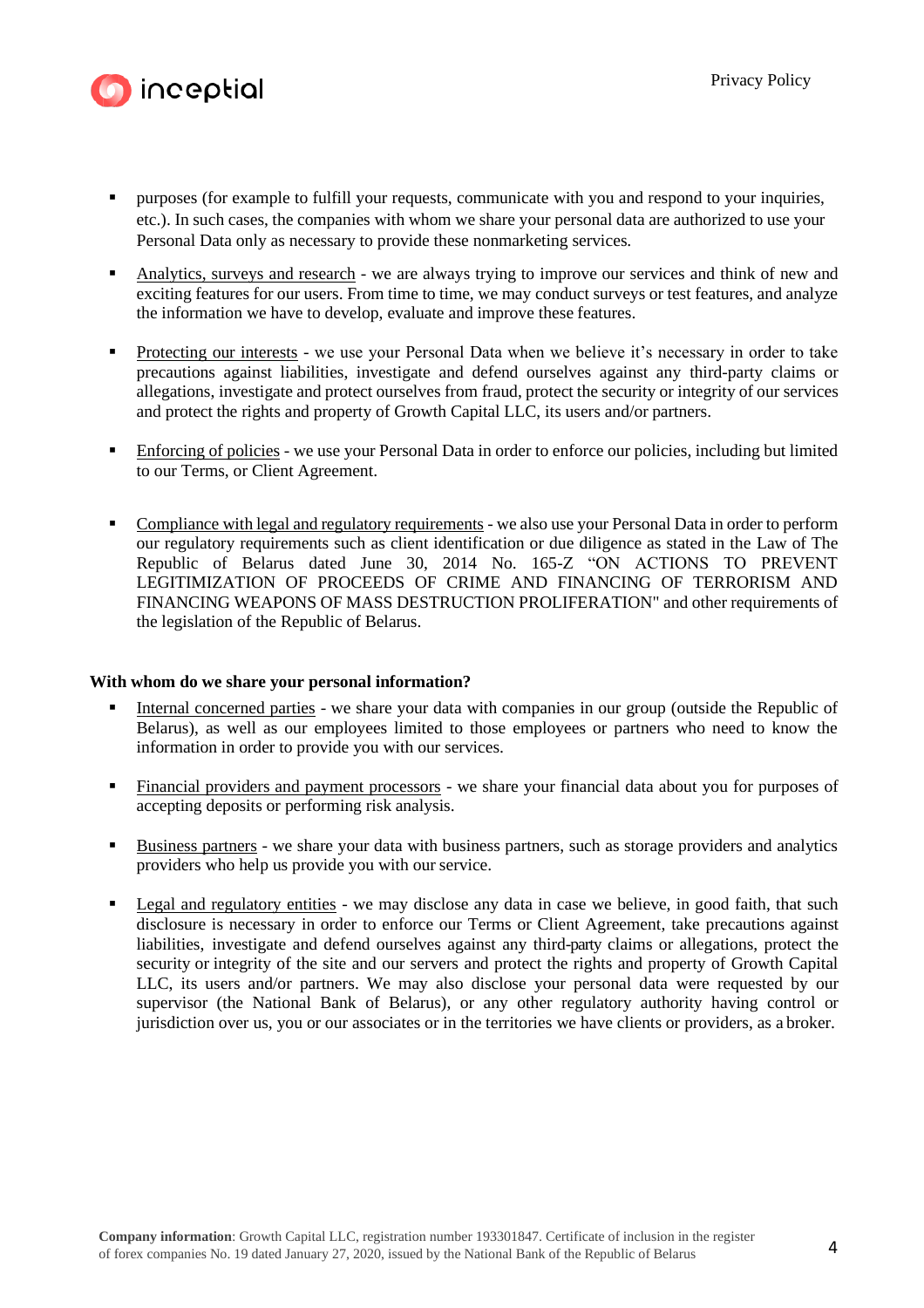- purposes (for example to fulfill your requests, communicate with you and respond to your inquiries, etc.). In such cases, the companies with whom we share your personal data are authorized to use your Personal Data only as necessary to provide these nonmarketing services.

- Analytics, surveys and research - we are always trying to improve our services and think of new and exciting features for our users. From time to time, we may conduct surveys or test features, and analyze the information we have to develop, evaluate and improve these features.

- Protecting our interests - we use your Personal Data when we believe it's necessary in order to take precautions against liabilities, investigate and defend ourselves against any third-party claims or allegations, investigate and protect ourselves from fraud, protect the security or integrity of our services and protect the rights and property of Growth Capital LLC, its users and/or partners.

- Enforcing of policies - we use your Personal Data in order to enforce our policies, including but limited to our Terms, or Client Agreement.

- Compliance with legal and regulatory requirements - we also use your Personal Data in order to perform our regulatory requirements such as client identification or due diligence as stated in the Law of The Republic of Belarus dated June 30, 2014 No. 165-Z "ON ACTIONS TO PREVENT LEGITIMIZATION OF PROCEEDS OF CRIME AND FINANCING OF TERRORISM AND FINANCING WEAPONS OF MASS DESTRUCTION PROLIFERATION" and other requirements of the legislation of the Republic of Belarus.

**With whom do we share your personal information?**

- Internal concerned parties - we share your data with companies in our group (outside the Republic of Belarus), as well as our employees limited to those employees or partners who need to know the information in order to provide you with our services.

- Financial providers and payment processors - we share your financial data about you for purposes of accepting deposits or performing risk analysis.

- Business partners - we share your data with business partners, such as storage providers and analytics providers who help us provide you with our service.

- Legal and regulatory entities - we may disclose any data in case we believe, in good faith, that such disclosure is necessary in order to enforce our Terms or Client Agreement, take precautions against liabilities, investigate and defend ourselves against any third-party claims or allegations, protect the security or integrity of the site and our servers and protect the rights and property of Growth Capital LLC, its users and/or partners. We may also disclose your personal data were requested by our supervisor (the National Bank of Belarus), or any other regulatory authority having control or jurisdiction over us, you or our associates or in the territories we have clients or providers, as a broker.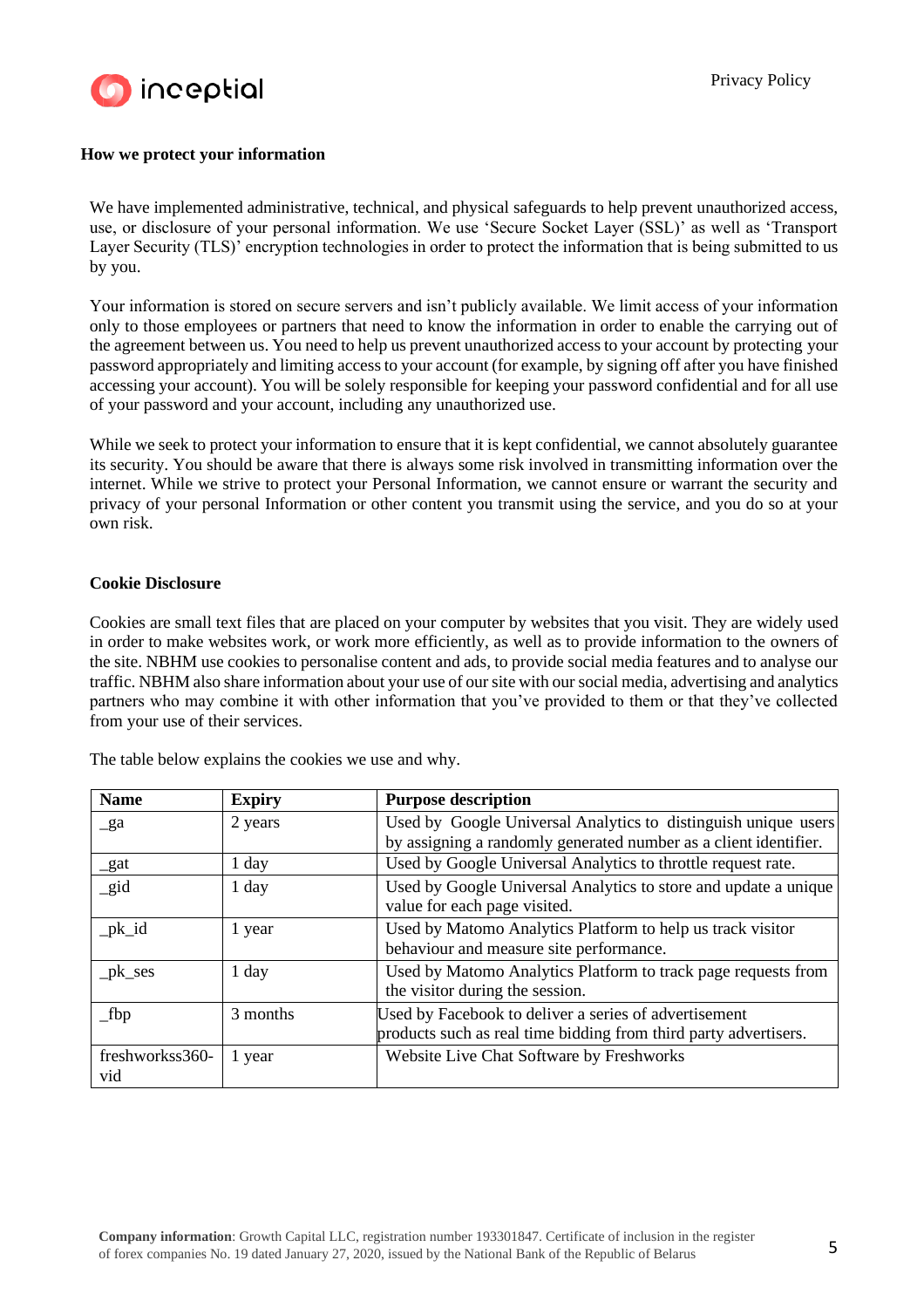**How we protect your information**

We have implemented administrative, technical, and physical safeguards to help prevent unauthorized access, use, or disclosure of your personal information. We use 'Secure Socket Layer (SSL)' as well as 'Transport Layer Security (TLS)' encryption technologies in order to protect the information that is being submitted to us by you.

Your information is stored on secure servers and isn't publicly available. We limit access of your information only to those employees or partners that need to know the information in order to enable the carrying out of the agreement between us. You need to help us prevent unauthorized access to your account by protecting your password appropriately and limiting access to your account (for example, by signing off after you have finished accessing your account). You will be solely responsible for keeping your password confidential and for all use of your password and your account, including any unauthorized use.

While we seek to protect your information to ensure that it is kept confidential, we cannot absolutely guarantee its security. You should be aware that there is always some risk involved in transmitting information over the internet. While we strive to protect your Personal Information, we cannot ensure or warrant the security and privacy of your personal Information or other content you transmit using the service, and you do so at your own risk.

**Cookie Disclosure**

Cookies are small text files that are placed on your computer by websites that you visit. They are widely used in order to make websites work, or work more efficiently, as well as to provide information to the owners of the site. NBHM use cookies to personalise content and ads, to provide social media features and to analyse our traffic. NBHM also share information about your use of our site with our social media, advertising and analytics partners who may combine it with other information that you've provided to them or that they've collected from your use of their services.

The table below explains the cookies we use and why.

| Name | Expiry | Purpose description |
|---|---|---|
| _ga | 2 years | Used by Google Universal Analytics to distinguish unique users by assigning a randomly generated number as a client identifier. |
| _gat | 1 day | Used by Google Universal Analytics to throttle request rate. |
| _gid | 1 day | Used by Google Universal Analytics to store and update a unique value for each page visited. |
| _pk_id | 1 year | Used by Matomo Analytics Platform to help us track visitor behaviour and measure site performance. |
| _pk_ses | 1 day | Used by Matomo Analytics Platform to track page requests from the visitor during the session. |
| _fbp | 3 months | Used by Facebook to deliver a series of advertisement products such as real time bidding from third party advertisers. |
| freshworkss360-vid | 1 year | Website Live Chat Software by Freshworks |

**Company information**: Growth Capital LLC, registration number 193301847. Certificate of inclusion in the register of forex companies No. 19 dated January 27, 2020, issued by the National Bank of the Republic of Belarus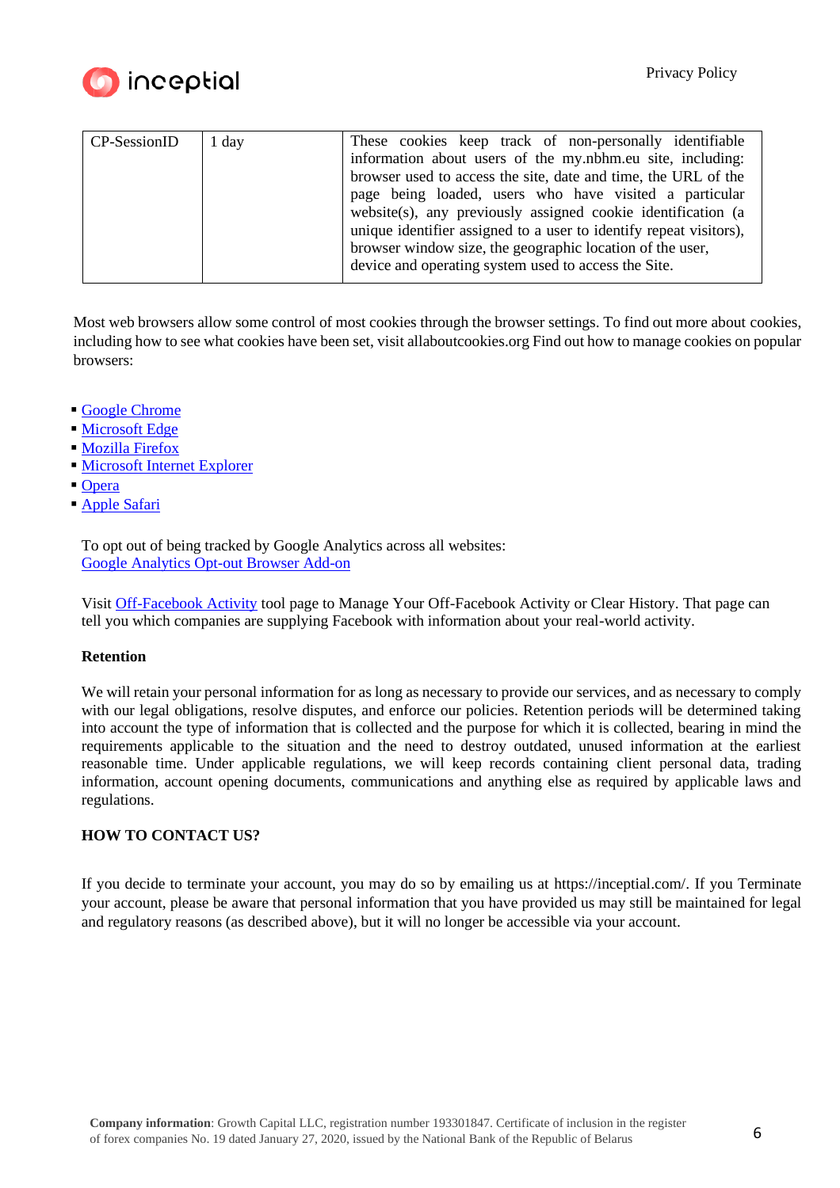| CP-SessionID | 1 day | These cookies keep track of non-personally identifiable information about users of the my.nbhm.eu site, including: browser used to access the site, date and time, the URL of the page being loaded, users who have visited a particular website(s), any previously assigned cookie identification (a unique identifier assigned to a user to identify repeat visitors), browser window size, the geographic location of the user, device and operating system used to access the Site. |
|---|---|---|

Most web browsers allow some control of most cookies through the browser settings. To find out more about cookies, including how to see what cookies have been set, visit allaboutcookies.org Find out how to manage cookies on popular browsers:

- Google Chrome
- Microsoft Edge
- Mozilla Firefox
- Microsoft Internet Explorer
- Opera
- Apple Safari

To opt out of being tracked by Google Analytics across all websites:
Google Analytics Opt-out Browser Add-on

Visit Off-Facebook Activity tool page to Manage Your Off-Facebook Activity or Clear History. That page can tell you which companies are supplying Facebook with information about your real-world activity.

**Retention**

We will retain your personal information for as long as necessary to provide our services, and as necessary to comply with our legal obligations, resolve disputes, and enforce our policies. Retention periods will be determined taking into account the type of information that is collected and the purpose for which it is collected, bearing in mind the requirements applicable to the situation and the need to destroy outdated, unused information at the earliest reasonable time. Under applicable regulations, we will keep records containing client personal data, trading information, account opening documents, communications and anything else as required by applicable laws and regulations.

**HOW TO CONTACT US?**

If you decide to terminate your account, you may do so by emailing us at https://inceptial.com/. If you Terminate your account, please be aware that personal information that you have provided us may still be maintained for legal and regulatory reasons (as described above), but it will no longer be accessible via your account.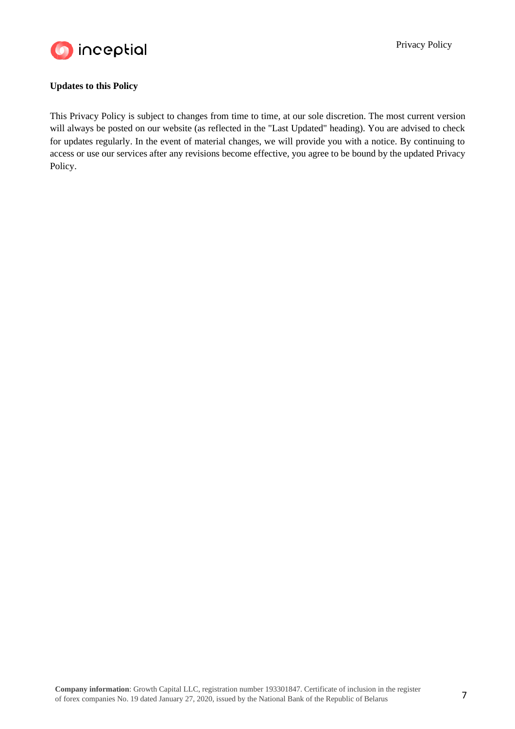**Updates to this Policy**

This Privacy Policy is subject to changes from time to time, at our sole discretion. The most current version will always be posted on our website (as reflected in the "Last Updated" heading). You are advised to check for updates regularly. In the event of material changes, we will provide you with a notice. By continuing to access or use our services after any revisions become effective, you agree to be bound by the updated Privacy Policy.